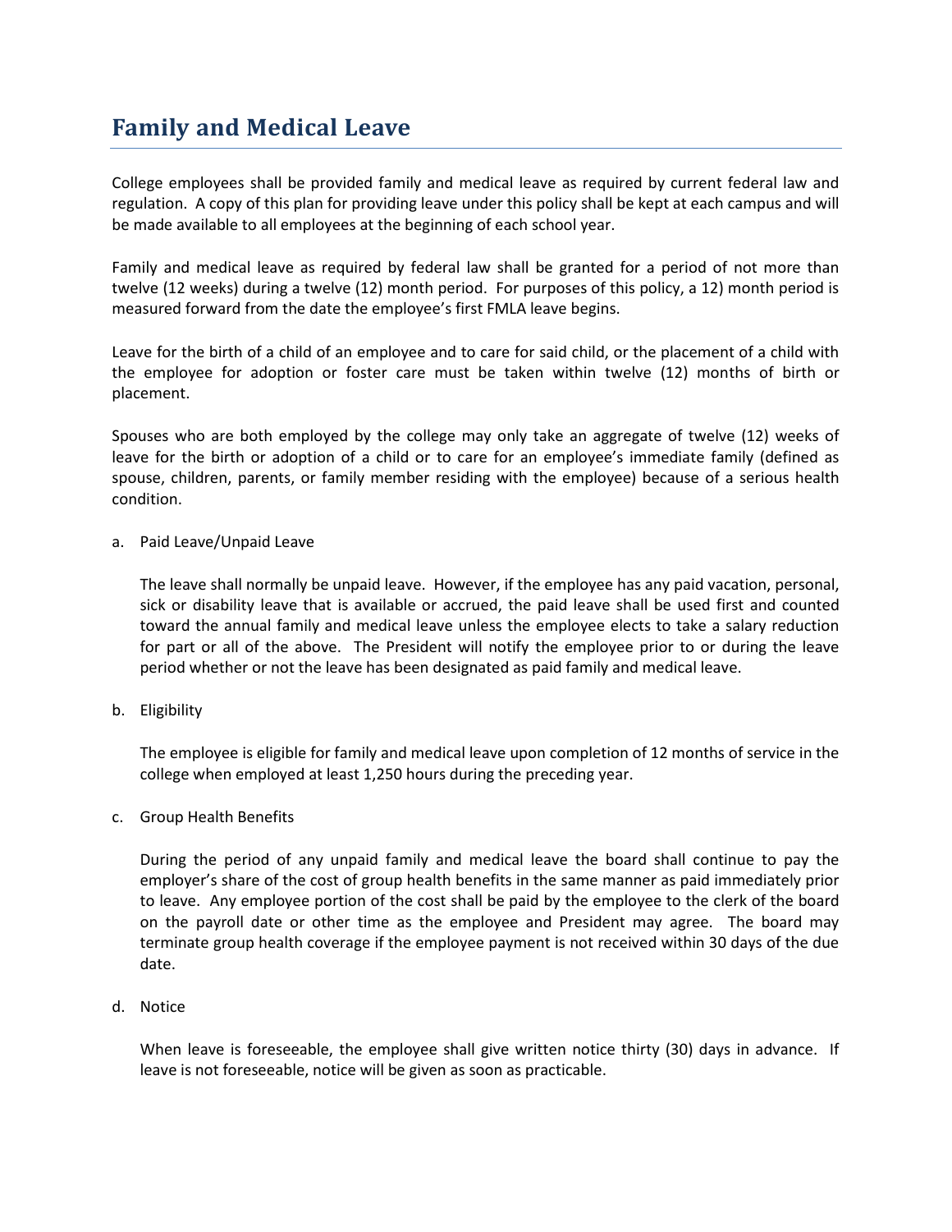# Family and Medical Leave

College employees shall be provided family and medical leave as required by current federal law and regulation. A copy of this plan for providing leave under this policy shall be kept at each campus and will be made available to all employees at the beginning of each school year.

Family and medical leave as required by federal law shall be granted for a period of not more than twelve (12 weeks) during a twelve (12) month period. For purposes of this policy, a 12) month period is measured forward from the date the employee's first FMLA leave begins.

Leave for the birth of a child of an employee and to care for said child, or the placement of a child with the employee for adoption or foster care must be taken within twelve (12) months of birth or placement.

Spouses who are both employed by the college may only take an aggregate of twelve (12) weeks of leave for the birth or adoption of a child or to care for an employee's immediate family (defined as spouse, children, parents, or family member residing with the employee) because of a serious health condition.

a. Paid Leave/Unpaid Leave

   The leave shall normally be unpaid leave. However, if the employee has any paid vacation, personal, sick or disability leave that is available or accrued, the paid leave shall be used first and counted toward the annual family and medical leave unless the employee elects to take a salary reduction for part or all of the above. The President will notify the employee prior to or during the leave period whether or not the leave has been designated as paid family and medical leave.

b. Eligibility

   The employee is eligible for family and medical leave upon completion of 12 months of service in the college when employed at least 1,250 hours during the preceding year.

c. Group Health Benefits

   During the period of any unpaid family and medical leave the board shall continue to pay the employer's share of the cost of group health benefits in the same manner as paid immediately prior to leave. Any employee portion of the cost shall be paid by the employee to the clerk of the board on the payroll date or other time as the employee and President may agree. The board may terminate group health coverage if the employee payment is not received within 30 days of the due date.

d. Notice

   When leave is foreseeable, the employee shall give written notice thirty (30) days in advance. If leave is not foreseeable, notice will be given as soon as practicable.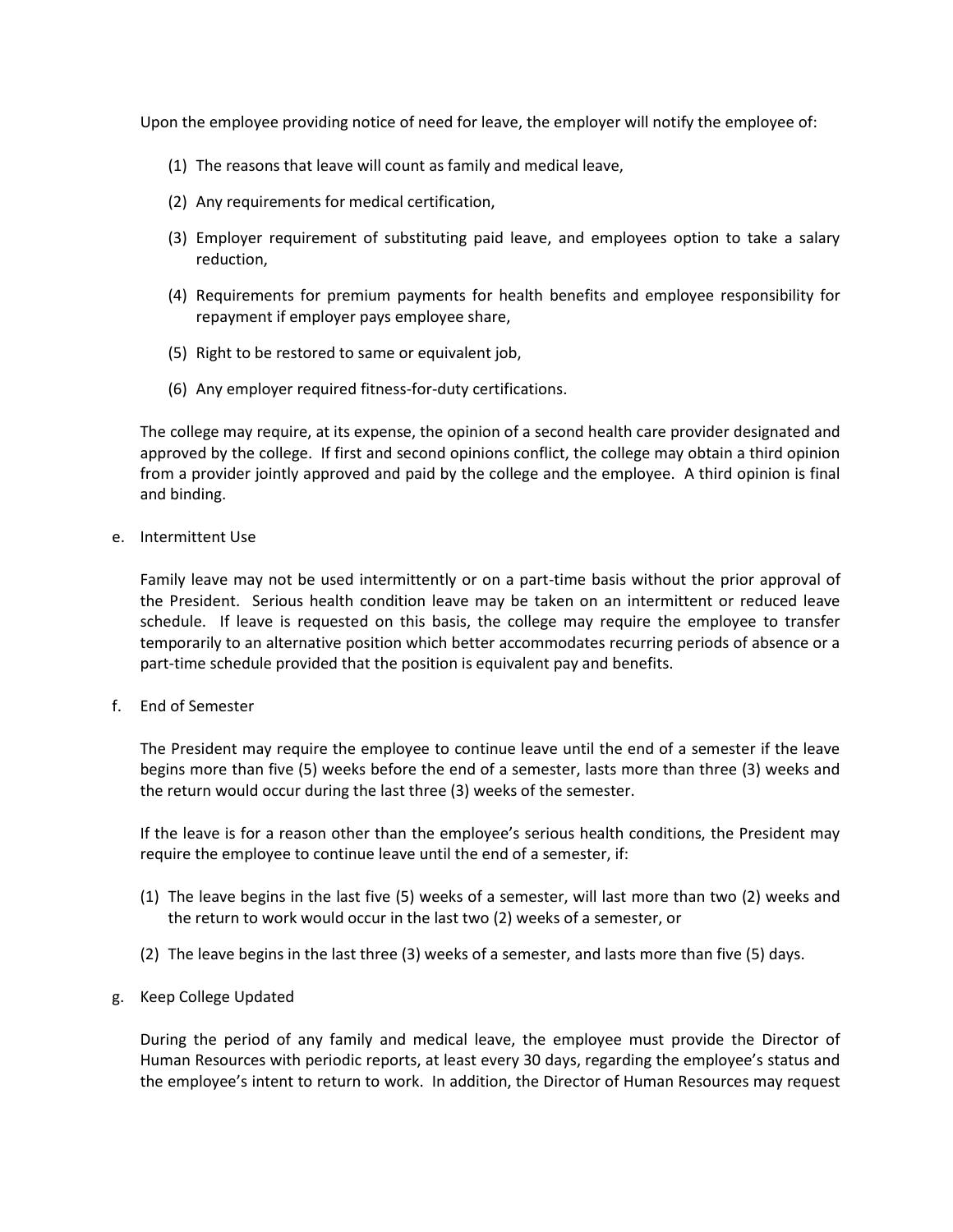Upon the employee providing notice of need for leave, the employer will notify the employee of:

(1) The reasons that leave will count as family and medical leave,

(2) Any requirements for medical certification,

(3) Employer requirement of substituting paid leave, and employees option to take a salary reduction,

(4) Requirements for premium payments for health benefits and employee responsibility for repayment if employer pays employee share,

(5) Right to be restored to same or equivalent job,

(6) Any employer required fitness-for-duty certifications.

The college may require, at its expense, the opinion of a second health care provider designated and approved by the college. If first and second opinions conflict, the college may obtain a third opinion from a provider jointly approved and paid by the college and the employee. A third opinion is final and binding.

e. Intermittent Use

Family leave may not be used intermittently or on a part-time basis without the prior approval of the President. Serious health condition leave may be taken on an intermittent or reduced leave schedule. If leave is requested on this basis, the college may require the employee to transfer temporarily to an alternative position which better accommodates recurring periods of absence or a part-time schedule provided that the position is equivalent pay and benefits.

f. End of Semester

The President may require the employee to continue leave until the end of a semester if the leave begins more than five (5) weeks before the end of a semester, lasts more than three (3) weeks and the return would occur during the last three (3) weeks of the semester.

If the leave is for a reason other than the employee's serious health conditions, the President may require the employee to continue leave until the end of a semester, if:

(1) The leave begins in the last five (5) weeks of a semester, will last more than two (2) weeks and the return to work would occur in the last two (2) weeks of a semester, or

(2) The leave begins in the last three (3) weeks of a semester, and lasts more than five (5) days.

g. Keep College Updated

During the period of any family and medical leave, the employee must provide the Director of Human Resources with periodic reports, at least every 30 days, regarding the employee's status and the employee's intent to return to work. In addition, the Director of Human Resources may request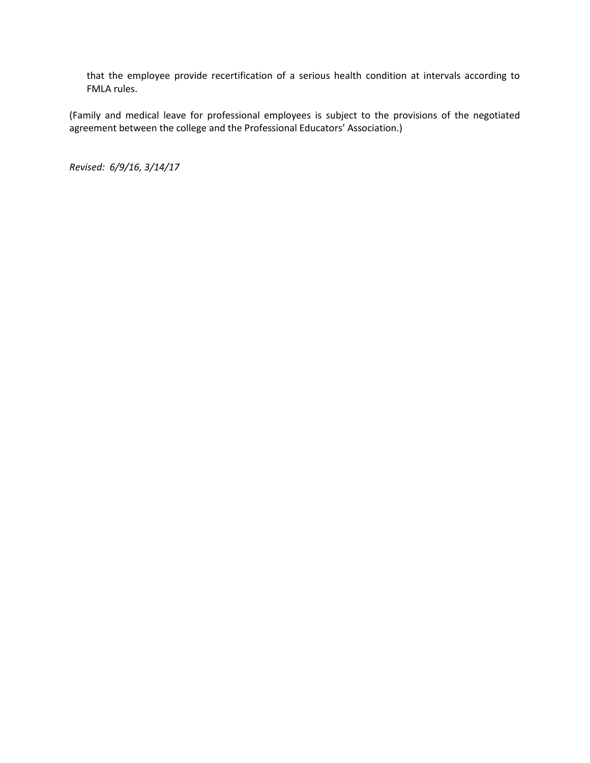that the employee provide recertification of a serious health condition at intervals according to FMLA rules.

(Family and medical leave for professional employees is subject to the provisions of the negotiated agreement between the college and the Professional Educators' Association.)

*Revised: 6/9/16, 3/14/17*